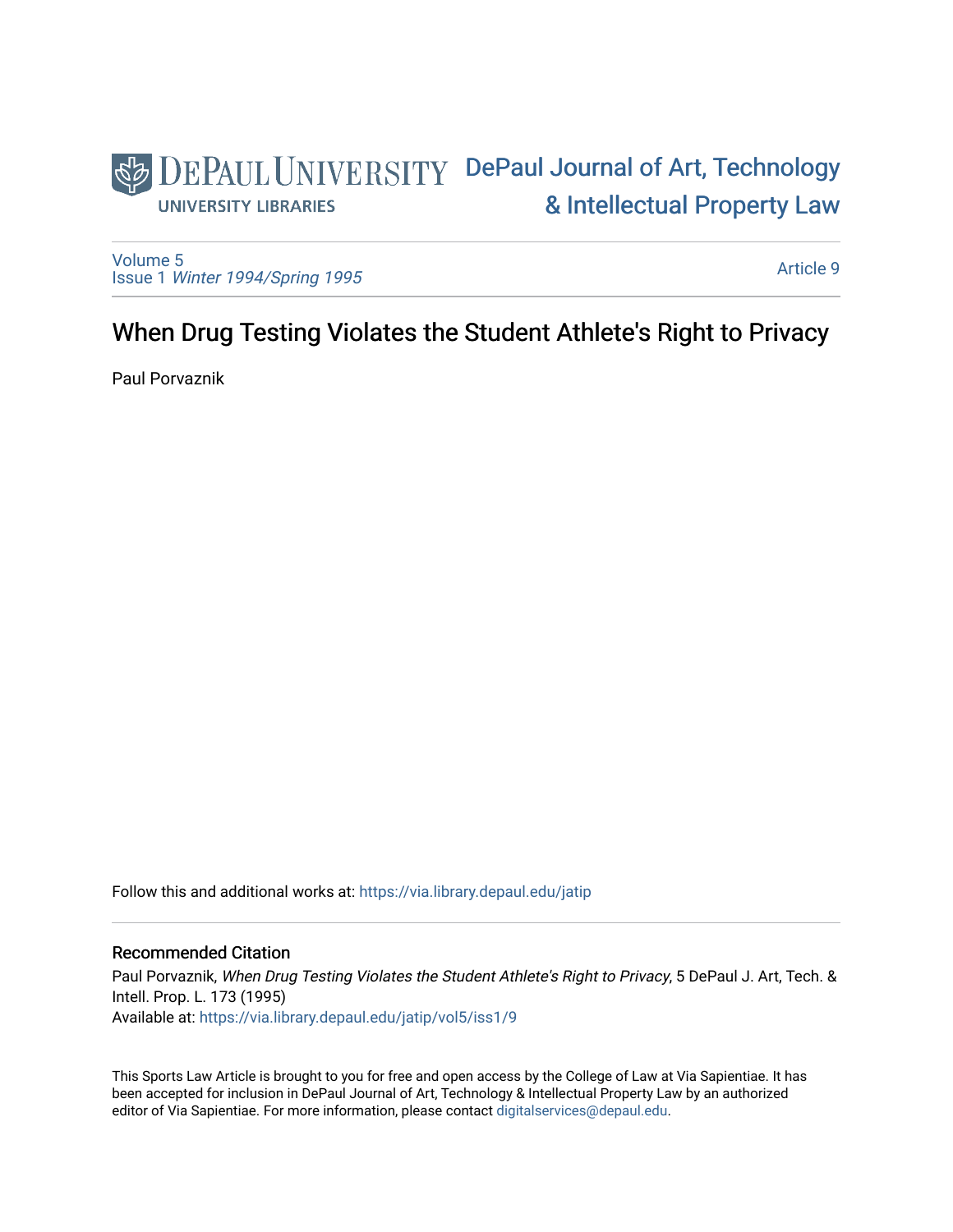DePaul University
UNIVERSITY LIBRARIES

DePaul Journal of Art, Technology & Intellectual Property Law

Volume 5
Issue 1 *Winter 1994/Spring 1995*

Article 9

# When Drug Testing Violates the Student Athlete's Right to Privacy

Paul Porvaznik

Follow this and additional works at: https://via.library.depaul.edu/jatip

## Recommended Citation

Paul Porvaznik, *When Drug Testing Violates the Student Athlete's Right to Privacy*, 5 DePaul J. Art, Tech. & Intell. Prop. L. 173 (1995)
Available at: https://via.library.depaul.edu/jatip/vol5/iss1/9

This Sports Law Article is brought to you for free and open access by the College of Law at Via Sapientiae. It has been accepted for inclusion in DePaul Journal of Art, Technology & Intellectual Property Law by an authorized editor of Via Sapientiae. For more information, please contact digitalservices@depaul.edu.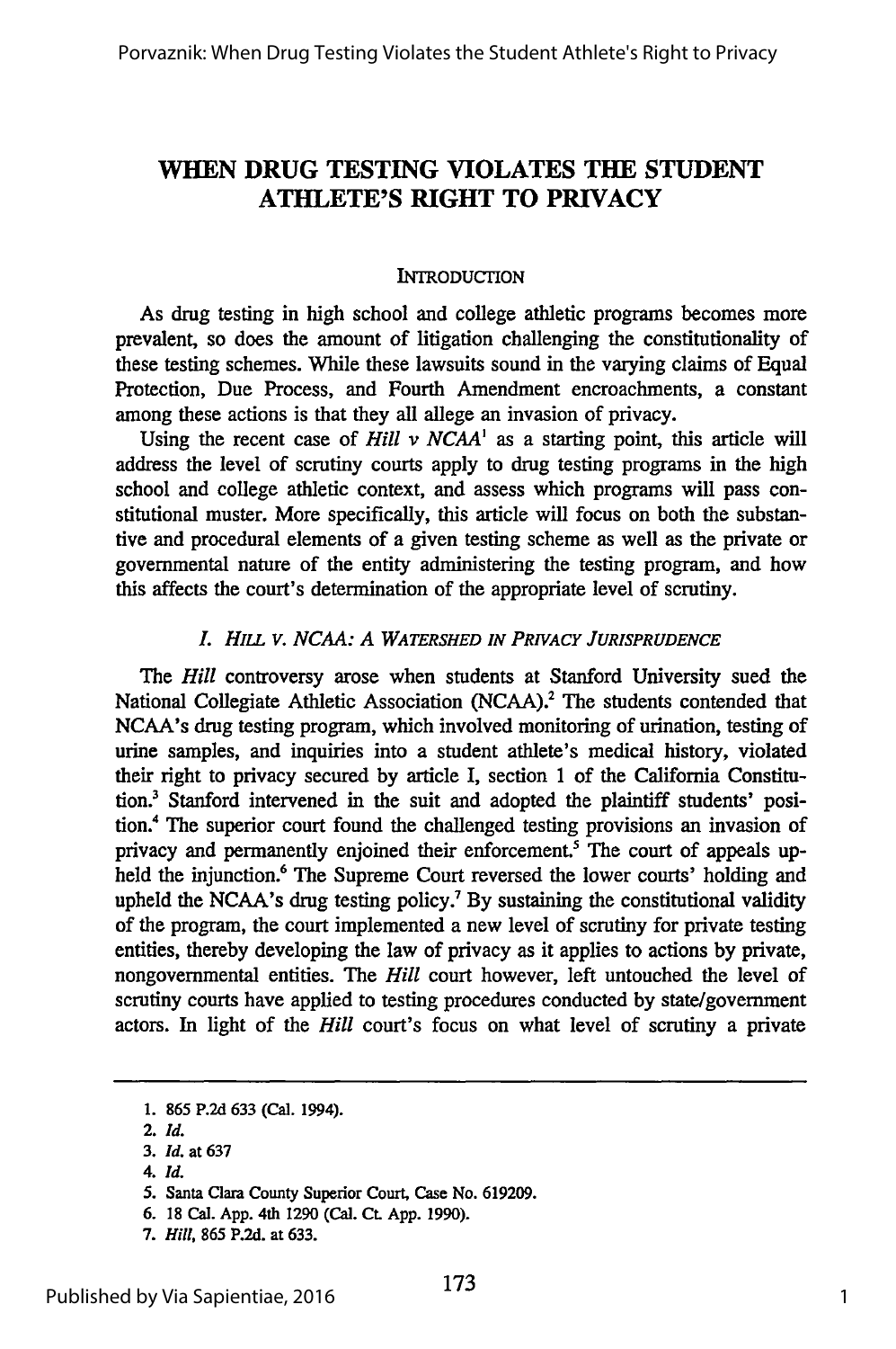# WHEN DRUG TESTING VIOLATES THE STUDENT ATHLETE'S RIGHT TO PRIVACY

## INTRODUCTION

As drug testing in high school and college athletic programs becomes more prevalent, so does the amount of litigation challenging the constitutionality of these testing schemes. While these lawsuits sound in the varying claims of Equal Protection, Due Process, and Fourth Amendment encroachments, a constant among these actions is that they all allege an invasion of privacy.

Using the recent case of *Hill v NCAA*[1] as a starting point, this article will address the level of scrutiny courts apply to drug testing programs in the high school and college athletic context, and assess which programs will pass constitutional muster. More specifically, this article will focus on both the substantive and procedural elements of a given testing scheme as well as the private or governmental nature of the entity administering the testing program, and how this affects the court's determination of the appropriate level of scrutiny.

### *I. HILL V. NCAA: A WATERSHED IN PRIVACY JURISPRUDENCE*

The *Hill* controversy arose when students at Stanford University sued the National Collegiate Athletic Association (NCAA).[2] The students contended that NCAA's drug testing program, which involved monitoring of urination, testing of urine samples, and inquiries into a student athlete's medical history, violated their right to privacy secured by article I, section 1 of the California Constitution.[3] Stanford intervened in the suit and adopted the plaintiff students' position.[4] The superior court found the challenged testing provisions an invasion of privacy and permanently enjoined their enforcement.[5] The court of appeals upheld the injunction.[6] The Supreme Court reversed the lower courts' holding and upheld the NCAA's drug testing policy.[7] By sustaining the constitutional validity of the program, the court implemented a new level of scrutiny for private testing entities, thereby developing the law of privacy as it applies to actions by private, nongovernmental entities. The *Hill* court however, left untouched the level of scrutiny courts have applied to testing procedures conducted by state/government actors. In light of the *Hill* court's focus on what level of scrutiny a private

---

1. 865 P.2d 633 (Cal. 1994).
2. *Id.*
3. *Id.* at 637
4. *Id.*
5. Santa Clara County Superior Court, Case No. 619209.
6. 18 Cal. App. 4th 1290 (Cal. Ct. App. 1990).
7. *Hill*, 865 P.2d. at 633.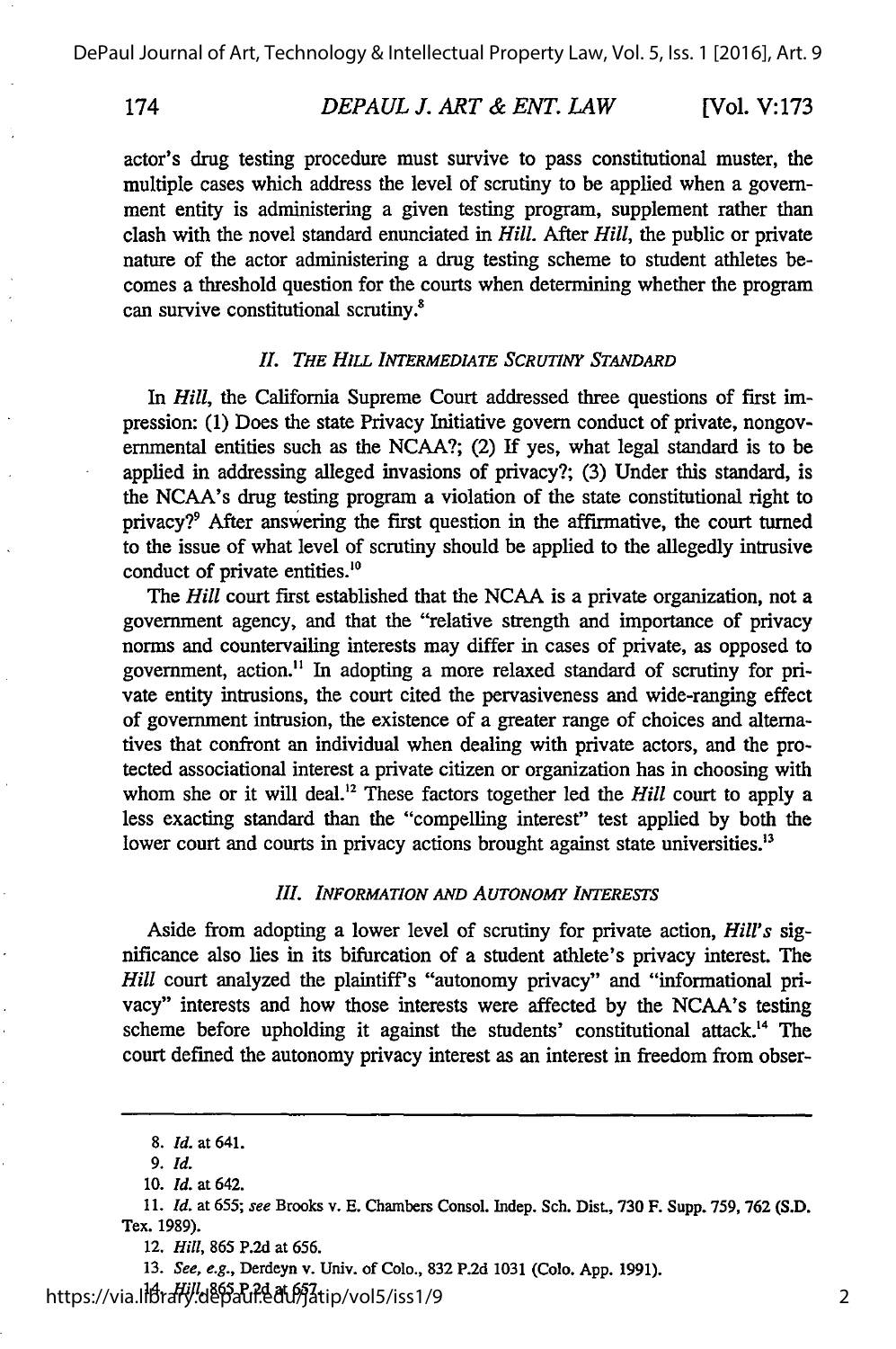actor's drug testing procedure must survive to pass constitutional muster, the multiple cases which address the level of scrutiny to be applied when a government entity is administering a given testing program, supplement rather than clash with the novel standard enunciated in *Hill*. After *Hill*, the public or private nature of the actor administering a drug testing scheme to student athletes becomes a threshold question for the courts when determining whether the program can survive constitutional scrutiny.[8]

## II. *The Hill Intermediate Scrutiny Standard*

In *Hill*, the California Supreme Court addressed three questions of first impression: (1) Does the state Privacy Initiative govern conduct of private, nongovernmental entities such as the NCAA?; (2) If yes, what legal standard is to be applied in addressing alleged invasions of privacy?; (3) Under this standard, is the NCAA's drug testing program a violation of the state constitutional right to privacy?[9] After answering the first question in the affirmative, the court turned to the issue of what level of scrutiny should be applied to the allegedly intrusive conduct of private entities.[10]

The *Hill* court first established that the NCAA is a private organization, not a government agency, and that the "relative strength and importance of privacy norms and countervailing interests may differ in cases of private, as opposed to government, action.[11] In adopting a more relaxed standard of scrutiny for private entity intrusions, the court cited the pervasiveness and wide-ranging effect of government intrusion, the existence of a greater range of choices and alternatives that confront an individual when dealing with private actors, and the protected associational interest a private citizen or organization has in choosing with whom she or it will deal.[12] These factors together led the *Hill* court to apply a less exacting standard than the "compelling interest" test applied by both the lower court and courts in privacy actions brought against state universities.[13]

## III. *Information and Autonomy Interests*

Aside from adopting a lower level of scrutiny for private action, *Hill's* significance also lies in its bifurcation of a student athlete's privacy interest. The *Hill* court analyzed the plaintiff's "autonomy privacy" and "informational privacy" interests and how those interests were affected by the NCAA's testing scheme before upholding it against the students' constitutional attack.[14] The court defined the autonomy privacy interest as an interest in freedom from obser-

---

8. *Id.* at 641.

9. *Id.*

10. *Id.* at 642.

11. *Id.* at 655; *see* Brooks v. E. Chambers Consol. Indep. Sch. Dist., 730 F. Supp. 759, 762 (S.D. Tex. 1989).

12. *Hill*, 865 P.2d at 656.

13. *See, e.g.*, Derdeyn v. Univ. of Colo., 832 P.2d 1031 (Colo. App. 1991).

14. *Hill*, 865 P.2d at 657.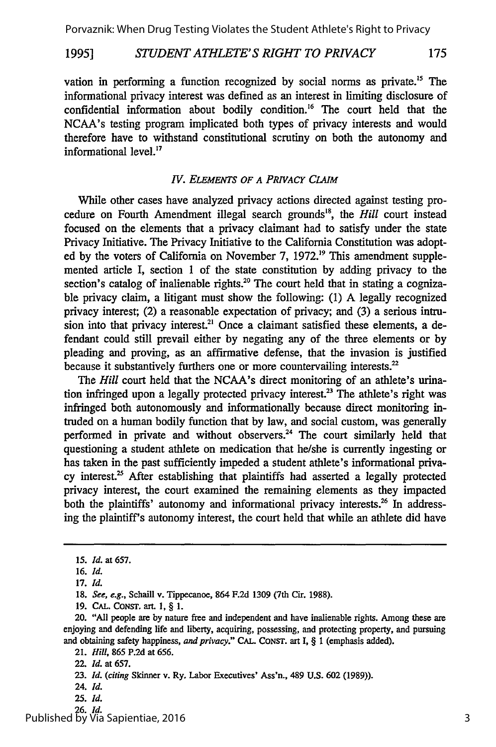vation in performing a function recognized by social norms as private.[15] The informational privacy interest was defined as an interest in limiting disclosure of confidential information about bodily condition.[16] The court held that the NCAA's testing program implicated both types of privacy interests and would therefore have to withstand constitutional scrutiny on both the autonomy and informational level.[17]

## *IV. ELEMENTS OF A PRIVACY CLAIM*

While other cases have analyzed privacy actions directed against testing procedure on Fourth Amendment illegal search grounds[18], the *Hill* court instead focused on the elements that a privacy claimant had to satisfy under the state Privacy Initiative. The Privacy Initiative to the California Constitution was adopted by the voters of California on November 7, 1972.[19] This amendment supplemented article I, section 1 of the state constitution by adding privacy to the section's catalog of inalienable rights.[20] The court held that in stating a cognizable privacy claim, a litigant must show the following: (1) A legally recognized privacy interest; (2) a reasonable expectation of privacy; and (3) a serious intrusion into that privacy interest.[21] Once a claimant satisfied these elements, a defendant could still prevail either by negating any of the three elements or by pleading and proving, as an affirmative defense, that the invasion is justified because it substantively furthers one or more countervailing interests.[22]

The *Hill* court held that the NCAA's direct monitoring of an athlete's urination infringed upon a legally protected privacy interest.[23] The athlete's right was infringed both autonomously and informationally because direct monitoring intruded on a human bodily function that by law, and social custom, was generally performed in private and without observers.[24] The court similarly held that questioning a student athlete on medication that he/she is currently ingesting or has taken in the past sufficiently impeded a student athlete's informational privacy interest.[25] After establishing that plaintiffs had asserted a legally protected privacy interest, the court examined the remaining elements as they impacted both the plaintiffs' autonomy and informational privacy interests.[26] In addressing the plaintiff's autonomy interest, the court held that while an athlete did have

---

15. *Id.* at 657.

16. *Id.*

17. *Id.*

18. *See, e.g.*, Schaill v. Tippecanoe, 864 F.2d 1309 (7th Cir. 1988).

19. CAL. CONST. art. 1, § 1.

20. "All people are by nature free and independent and have inalienable rights. Among these are enjoying and defending life and liberty, acquiring, possessing, and protecting property, and pursuing and obtaining safety happiness, *and privacy*." CAL. CONST. art I, § 1 (emphasis added).

21. *Hill*, 865 P.2d at 656.

22. *Id.* at 657.

23. *Id.* (*citing* Skinner v. Ry. Labor Executives' Ass'n., 489 U.S. 602 (1989)).

24. *Id.*

25. *Id.*

26. *Id.*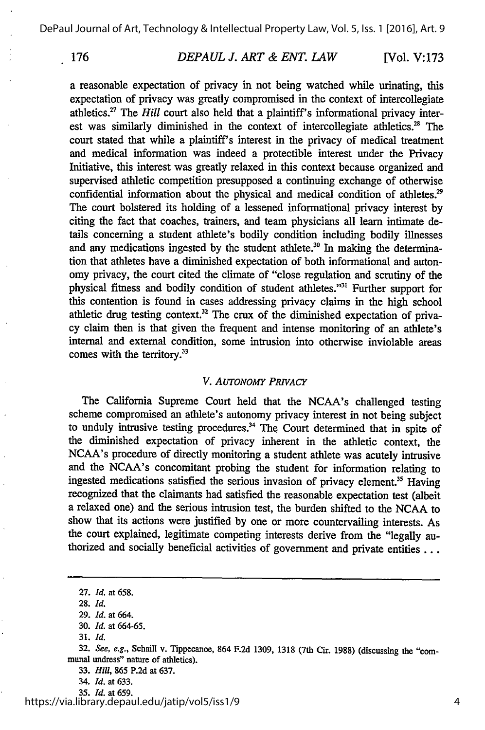a reasonable expectation of privacy in not being watched while urinating, this expectation of privacy was greatly compromised in the context of intercollegiate athletics.[27] The *Hill* court also held that a plaintiff's informational privacy interest was similarly diminished in the context of intercollegiate athletics.[28] The court stated that while a plaintiff's interest in the privacy of medical treatment and medical information was indeed a protectible interest under the Privacy Initiative, this interest was greatly relaxed in this context because organized and supervised athletic competition presupposed a continuing exchange of otherwise confidential information about the physical and medical condition of athletes.[29] The court bolstered its holding of a lessened informational privacy interest by citing the fact that coaches, trainers, and team physicians all learn intimate details concerning a student athlete's bodily condition including bodily illnesses and any medications ingested by the student athlete.[30] In making the determination that athletes have a diminished expectation of both informational and autonomy privacy, the court cited the climate of "close regulation and scrutiny of the physical fitness and bodily condition of student athletes."[31] Further support for this contention is found in cases addressing privacy claims in the high school athletic drug testing context.[32] The crux of the diminished expectation of privacy claim then is that given the frequent and intense monitoring of an athlete's internal and external condition, some intrusion into otherwise inviolable areas comes with the territory.[33]

## *V. Autonomy Privacy*

The California Supreme Court held that the NCAA's challenged testing scheme compromised an athlete's autonomy privacy interest in not being subject to unduly intrusive testing procedures.[34] The Court determined that in spite of the diminished expectation of privacy inherent in the athletic context, the NCAA's procedure of directly monitoring a student athlete was acutely intrusive and the NCAA's concomitant probing the student for information relating to ingested medications satisfied the serious invasion of privacy element.[35] Having recognized that the claimants had satisfied the reasonable expectation test (albeit a relaxed one) and the serious intrusion test, the burden shifted to the NCAA to show that its actions were justified by one or more countervailing interests. As the court explained, legitimate competing interests derive from the "legally authorized and socially beneficial activities of government and private entities . . .

---

27. *Id.* at 658.
28. *Id.*
29. *Id.* at 664.
30. *Id.* at 664-65.
31. *Id.*
32. *See, e.g.*, Schaill v. Tippecanoe, 864 F.2d 1309, 1318 (7th Cir. 1988) (discussing the "communal undress" nature of athletics).
33. *Hill*, 865 P.2d at 637.
34. *Id.* at 633.
35. *Id.* at 659.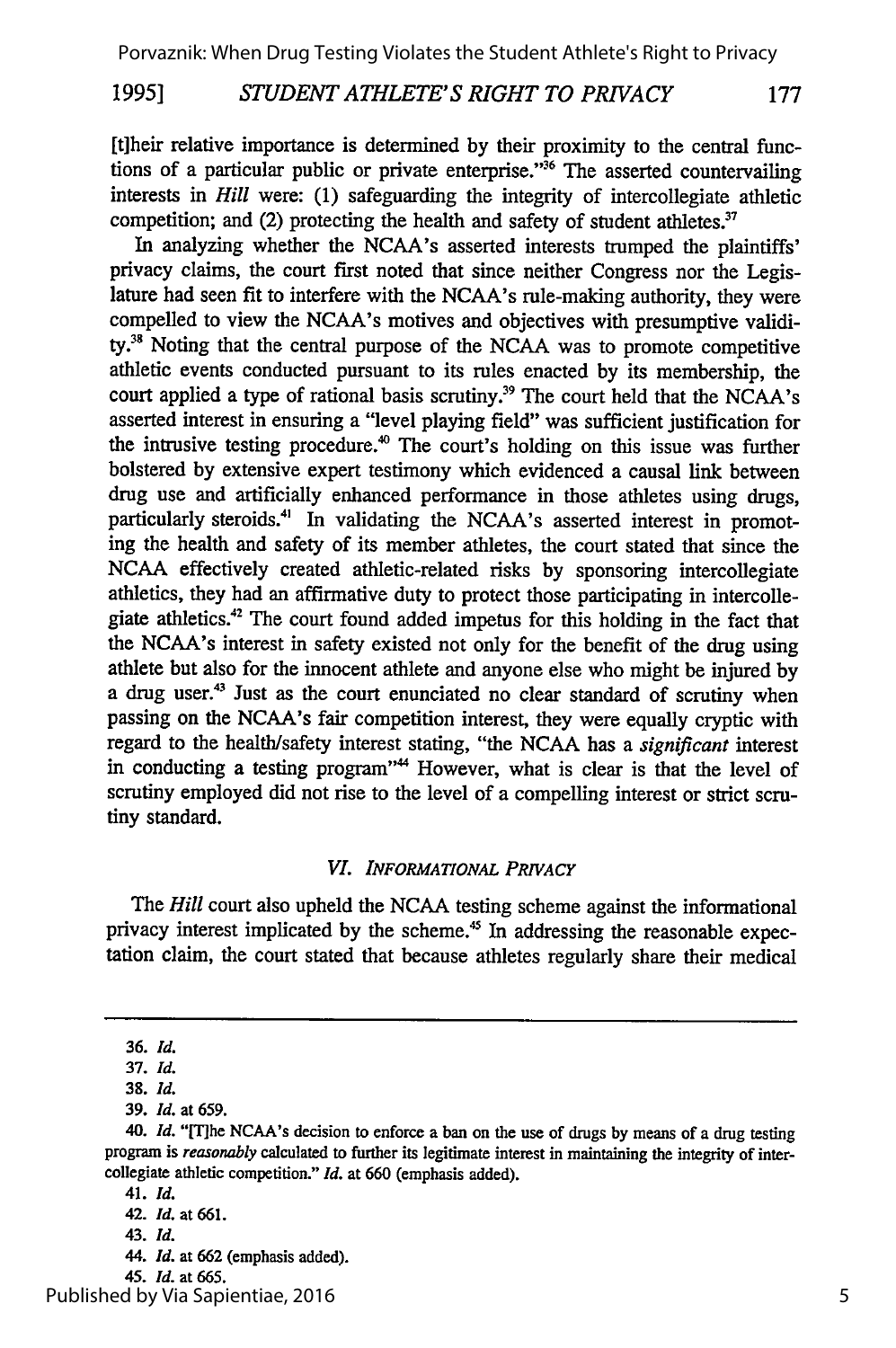[t]heir relative importance is determined by their proximity to the central functions of a particular public or private enterprise."[36] The asserted countervailing interests in *Hill* were: (1) safeguarding the integrity of intercollegiate athletic competition; and (2) protecting the health and safety of student athletes.[37]

In analyzing whether the NCAA's asserted interests trumped the plaintiffs' privacy claims, the court first noted that since neither Congress nor the Legislature had seen fit to interfere with the NCAA's rule-making authority, they were compelled to view the NCAA's motives and objectives with presumptive validity.[38] Noting that the central purpose of the NCAA was to promote competitive athletic events conducted pursuant to its rules enacted by its membership, the court applied a type of rational basis scrutiny.[39] The court held that the NCAA's asserted interest in ensuring a "level playing field" was sufficient justification for the intrusive testing procedure.[40] The court's holding on this issue was further bolstered by extensive expert testimony which evidenced a causal link between drug use and artificially enhanced performance in those athletes using drugs, particularly steroids.[41] In validating the NCAA's asserted interest in promoting the health and safety of its member athletes, the court stated that since the NCAA effectively created athletic-related risks by sponsoring intercollegiate athletics, they had an affirmative duty to protect those participating in intercollegiate athletics.[42] The court found added impetus for this holding in the fact that the NCAA's interest in safety existed not only for the benefit of the drug using athlete but also for the innocent athlete and anyone else who might be injured by a drug user.[43] Just as the court enunciated no clear standard of scrutiny when passing on the NCAA's fair competition interest, they were equally cryptic with regard to the health/safety interest stating, "the NCAA has a *significant* interest in conducting a testing program"[44] However, what is clear is that the level of scrutiny employed did not rise to the level of a compelling interest or strict scrutiny standard.

## VI. *Informational Privacy*

The *Hill* court also upheld the NCAA testing scheme against the informational privacy interest implicated by the scheme.[45] In addressing the reasonable expectation claim, the court stated that because athletes regularly share their medical

---

36. *Id.*

37. *Id.*

38. *Id.*

39. *Id.* at 659.

40. *Id.* "[T]he NCAA's decision to enforce a ban on the use of drugs by means of a drug testing program is *reasonably* calculated to further its legitimate interest in maintaining the integrity of intercollegiate athletic competition." *Id.* at 660 (emphasis added).

41. *Id.*

42. *Id.* at 661.

43. *Id.*

44. *Id.* at 662 (emphasis added).

45. *Id.* at 665.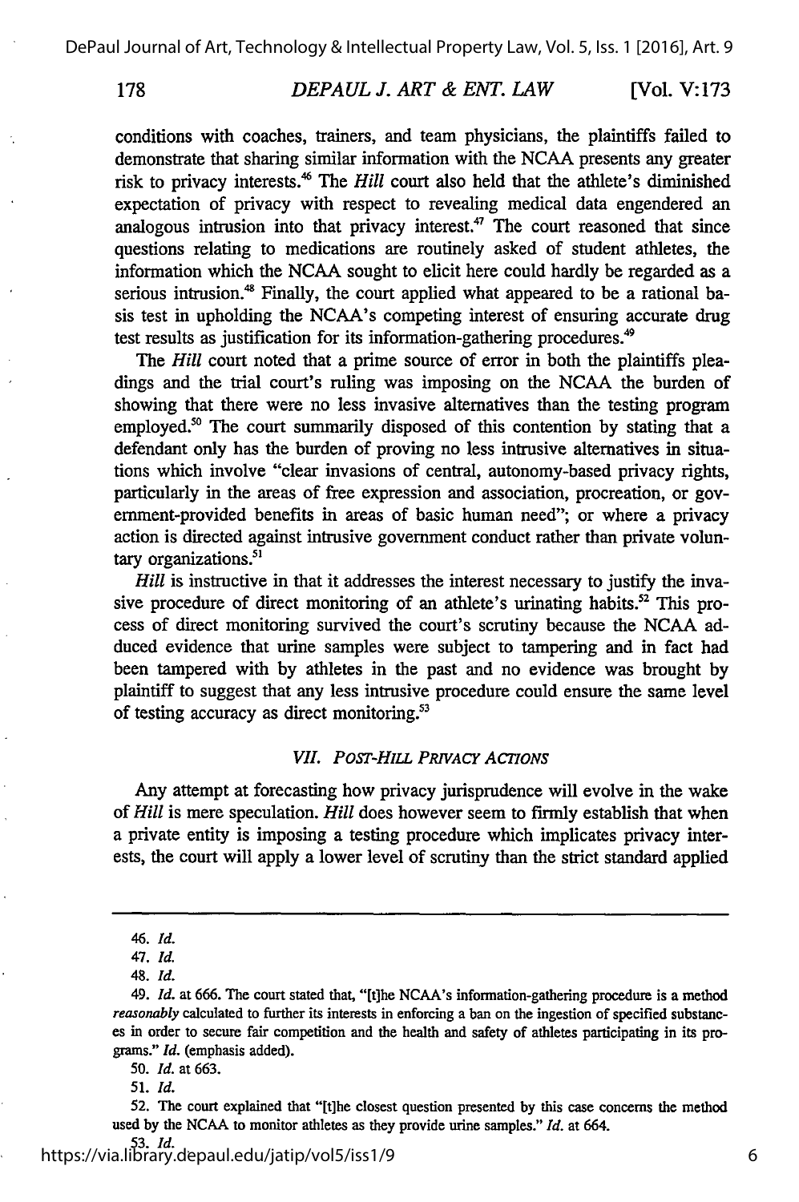conditions with coaches, trainers, and team physicians, the plaintiffs failed to demonstrate that sharing similar information with the NCAA presents any greater risk to privacy interests.[46] The *Hill* court also held that the athlete's diminished expectation of privacy with respect to revealing medical data engendered an analogous intrusion into that privacy interest.[47] The court reasoned that since questions relating to medications are routinely asked of student athletes, the information which the NCAA sought to elicit here could hardly be regarded as a serious intrusion.[48] Finally, the court applied what appeared to be a rational basis test in upholding the NCAA's competing interest of ensuring accurate drug test results as justification for its information-gathering procedures.[49]

The *Hill* court noted that a prime source of error in both the plaintiffs pleadings and the trial court's ruling was imposing on the NCAA the burden of showing that there were no less invasive alternatives than the testing program employed.[50] The court summarily disposed of this contention by stating that a defendant only has the burden of proving no less intrusive alternatives in situations which involve "clear invasions of central, autonomy-based privacy rights, particularly in the areas of free expression and association, procreation, or government-provided benefits in areas of basic human need"; or where a privacy action is directed against intrusive government conduct rather than private voluntary organizations.[51]

*Hill* is instructive in that it addresses the interest necessary to justify the invasive procedure of direct monitoring of an athlete's urinating habits.[52] This process of direct monitoring survived the court's scrutiny because the NCAA adduced evidence that urine samples were subject to tampering and in fact had been tampered with by athletes in the past and no evidence was brought by plaintiff to suggest that any less intrusive procedure could ensure the same level of testing accuracy as direct monitoring.[53]

### *VII. Post-Hill Privacy Actions*

Any attempt at forecasting how privacy jurisprudence will evolve in the wake of *Hill* is mere speculation. *Hill* does however seem to firmly establish that when a private entity is imposing a testing procedure which implicates privacy interests, the court will apply a lower level of scrutiny than the strict standard applied

---

46. *Id.*

47. *Id.*

48. *Id.*

49. *Id.* at 666. The court stated that, "[t]he NCAA's information-gathering procedure is a method *reasonably* calculated to further its interests in enforcing a ban on the ingestion of specified substances in order to secure fair competition and the health and safety of athletes participating in its programs." *Id.* (emphasis added).

50. *Id.* at 663.

51. *Id.*

52. The court explained that "[t]he closest question presented by this case concerns the method used by the NCAA to monitor athletes as they provide urine samples." *Id.* at 664.

53. *Id.*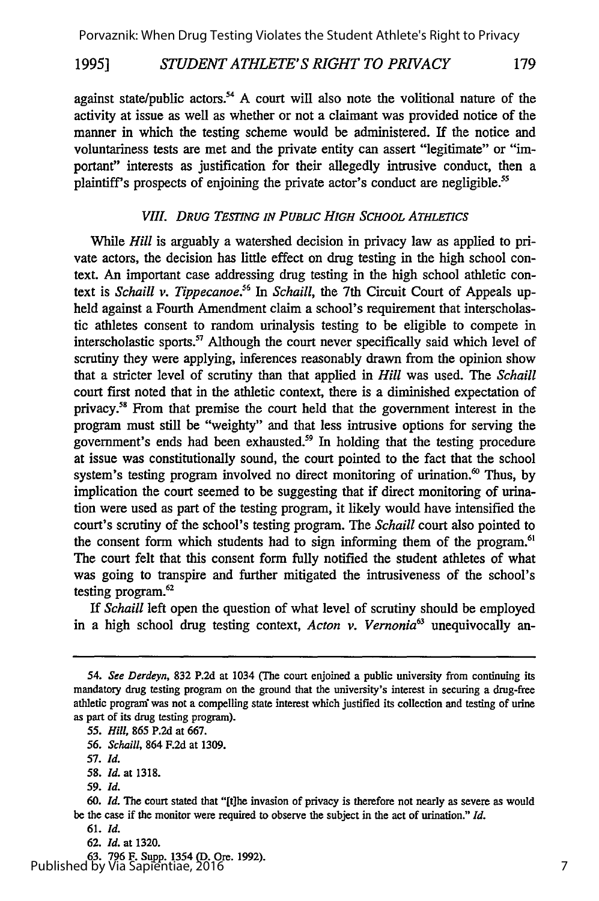against state/public actors.[54] A court will also note the volitional nature of the activity at issue as well as whether or not a claimant was provided notice of the manner in which the testing scheme would be administered. If the notice and voluntariness tests are met and the private entity can assert "legitimate" or "important" interests as justification for their allegedly intrusive conduct, then a plaintiff's prospects of enjoining the private actor's conduct are negligible.[55]

### VIII. DRUG TESTING IN PUBLIC HIGH SCHOOL ATHLETICS

While *Hill* is arguably a watershed decision in privacy law as applied to private actors, the decision has little effect on drug testing in the high school context. An important case addressing drug testing in the high school athletic context is *Schaill v. Tippecanoe*.[56] In *Schaill*, the 7th Circuit Court of Appeals upheld against a Fourth Amendment claim a school's requirement that interscholastic athletes consent to random urinalysis testing to be eligible to compete in interscholastic sports.[57] Although the court never specifically said which level of scrutiny they were applying, inferences reasonably drawn from the opinion show that a stricter level of scrutiny than that applied in *Hill* was used. The *Schaill* court first noted that in the athletic context, there is a diminished expectation of privacy.[58] From that premise the court held that the government interest in the program must still be "weighty" and that less intrusive options for serving the government's ends had been exhausted.[59] In holding that the testing procedure at issue was constitutionally sound, the court pointed to the fact that the school system's testing program involved no direct monitoring of urination.[60] Thus, by implication the court seemed to be suggesting that if direct monitoring of urination were used as part of the testing program, it likely would have intensified the court's scrutiny of the school's testing program. The *Schaill* court also pointed to the consent form which students had to sign informing them of the program.[61] The court felt that this consent form fully notified the student athletes of what was going to transpire and further mitigated the intrusiveness of the school's testing program.[62]

If *Schaill* left open the question of what level of scrutiny should be employed in a high school drug testing context, *Acton v. Vernonia*[63] unequivocally an-

---

54. *See Derdeyn*, 832 P.2d at 1034 (The court enjoined a public university from continuing its mandatory drug testing program on the ground that the university's interest in securing a drug-free athletic program was not a compelling state interest which justified its collection and testing of urine as part of its drug testing program).

55. *Hill*, 865 P.2d at 667.

56. *Schaill*, 864 F.2d at 1309.

57. *Id.*

58. *Id.* at 1318.

59. *Id.*

60. *Id.* The court stated that "[t]he invasion of privacy is therefore not nearly as severe as would be the case if the monitor were required to observe the subject in the act of urination." *Id.*

61. *Id.*

62. *Id.* at 1320.

63. 796 F. Supp. 1354 (D. Ore. 1992).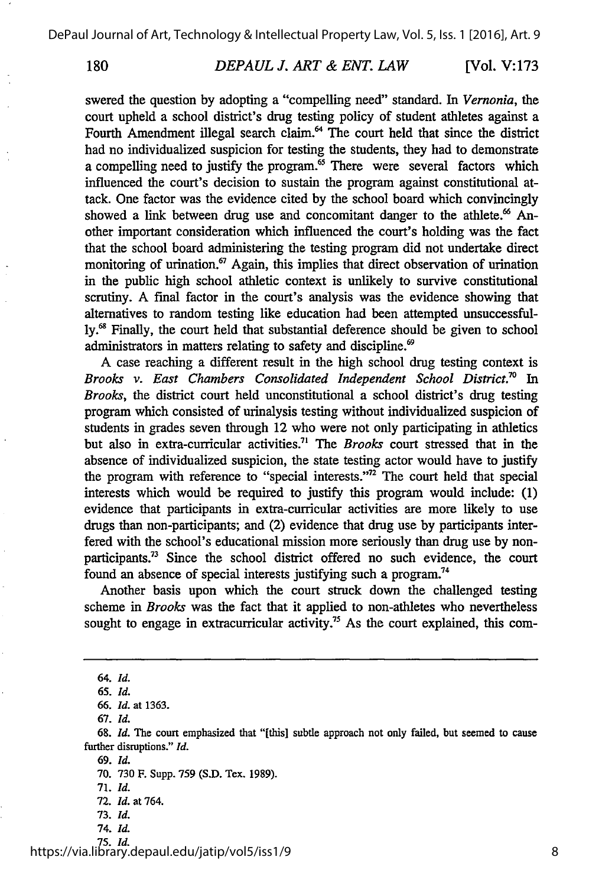swered the question by adopting a "compelling need" standard. In *Vernonia*, the court upheld a school district's drug testing policy of student athletes against a Fourth Amendment illegal search claim.[64] The court held that since the district had no individualized suspicion for testing the students, they had to demonstrate a compelling need to justify the program.[65] There were several factors which influenced the court's decision to sustain the program against constitutional attack. One factor was the evidence cited by the school board which convincingly showed a link between drug use and concomitant danger to the athlete.[66] Another important consideration which influenced the court's holding was the fact that the school board administering the testing program did not undertake direct monitoring of urination.[67] Again, this implies that direct observation of urination in the public high school athletic context is unlikely to survive constitutional scrutiny. A final factor in the court's analysis was the evidence showing that alternatives to random testing like education had been attempted unsuccessfully.[68] Finally, the court held that substantial deference should be given to school administrators in matters relating to safety and discipline.[69]

A case reaching a different result in the high school drug testing context is *Brooks v. East Chambers Consolidated Independent School District*.[70] In *Brooks*, the district court held unconstitutional a school district's drug testing program which consisted of urinalysis testing without individualized suspicion of students in grades seven through 12 who were not only participating in athletics but also in extra-curricular activities.[71] The *Brooks* court stressed that in the absence of individualized suspicion, the state testing actor would have to justify the program with reference to "special interests."[72] The court held that special interests which would be required to justify this program would include: (1) evidence that participants in extra-curricular activities are more likely to use drugs than non-participants; and (2) evidence that drug use by participants interfered with the school's educational mission more seriously than drug use by non-participants.[73] Since the school district offered no such evidence, the court found an absence of special interests justifying such a program.[74]

Another basis upon which the court struck down the challenged testing scheme in *Brooks* was the fact that it applied to non-athletes who nevertheless sought to engage in extracurricular activity.[75] As the court explained, this com-

---

64. *Id.*

65. *Id.*

66. *Id.* at 1363.

67. *Id.*

68. *Id.* The court emphasized that "[this] subtle approach not only failed, but seemed to cause further disruptions." *Id.*

69. *Id.*

70. 730 F. Supp. 759 (S.D. Tex. 1989).

71. *Id.*

72. *Id.* at 764.

73. *Id.*

74. *Id.*

75. *Id.*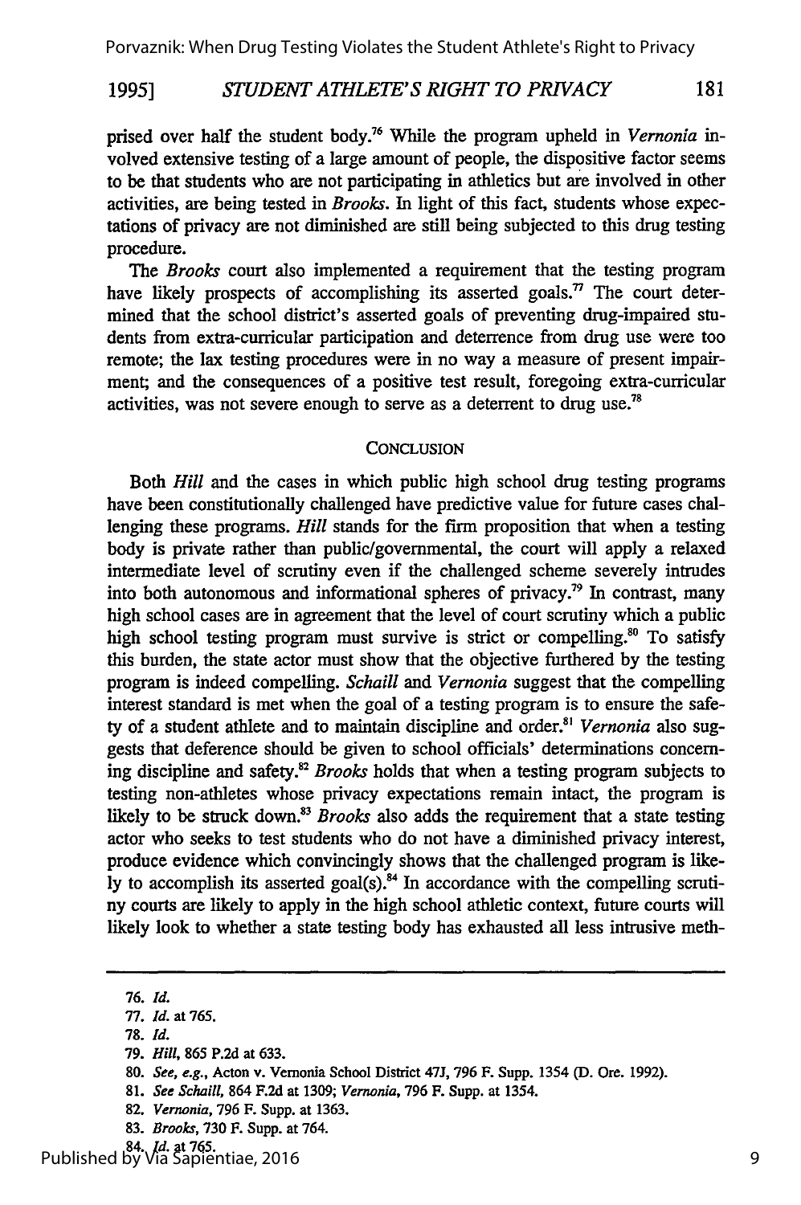prised over half the student body.[76] While the program upheld in *Vernonia* involved extensive testing of a large amount of people, the dispositive factor seems to be that students who are not participating in athletics but are involved in other activities, are being tested in *Brooks*. In light of this fact, students whose expectations of privacy are not diminished are still being subjected to this drug testing procedure.

The *Brooks* court also implemented a requirement that the testing program have likely prospects of accomplishing its asserted goals.[77] The court determined that the school district's asserted goals of preventing drug-impaired students from extra-curricular participation and deterrence from drug use were too remote; the lax testing procedures were in no way a measure of present impairment; and the consequences of a positive test result, foregoing extra-curricular activities, was not severe enough to serve as a deterrent to drug use.[78]

## CONCLUSION

Both *Hill* and the cases in which public high school drug testing programs have been constitutionally challenged have predictive value for future cases challenging these programs. *Hill* stands for the firm proposition that when a testing body is private rather than public/governmental, the court will apply a relaxed intermediate level of scrutiny even if the challenged scheme severely intrudes into both autonomous and informational spheres of privacy.[79] In contrast, many high school cases are in agreement that the level of court scrutiny which a public high school testing program must survive is strict or compelling.[80] To satisfy this burden, the state actor must show that the objective furthered by the testing program is indeed compelling. *Schaill* and *Vernonia* suggest that the compelling interest standard is met when the goal of a testing program is to ensure the safety of a student athlete and to maintain discipline and order.[81] *Vernonia* also suggests that deference should be given to school officials' determinations concerning discipline and safety.[82] *Brooks* holds that when a testing program subjects to testing non-athletes whose privacy expectations remain intact, the program is likely to be struck down.[83] *Brooks* also adds the requirement that a state testing actor who seeks to test students who do not have a diminished privacy interest, produce evidence which convincingly shows that the challenged program is likely to accomplish its asserted goal(s).[84] In accordance with the compelling scrutiny courts are likely to apply in the high school athletic context, future courts will likely look to whether a state testing body has exhausted all less intrusive meth-

---

76. *Id.*

77. *Id.* at 765.

78. *Id.*

79. *Hill*, 865 P.2d at 633.

80. *See, e.g.*, Acton v. Vernonia School District 47J, 796 F. Supp. 1354 (D. Ore. 1992).

81. *See Schaill*, 864 F.2d at 1309; *Vernonia*, 796 F. Supp. at 1354.

82. *Vernonia*, 796 F. Supp. at 1363.

83. *Brooks*, 730 F. Supp. at 764.

84. *Id.* at 765.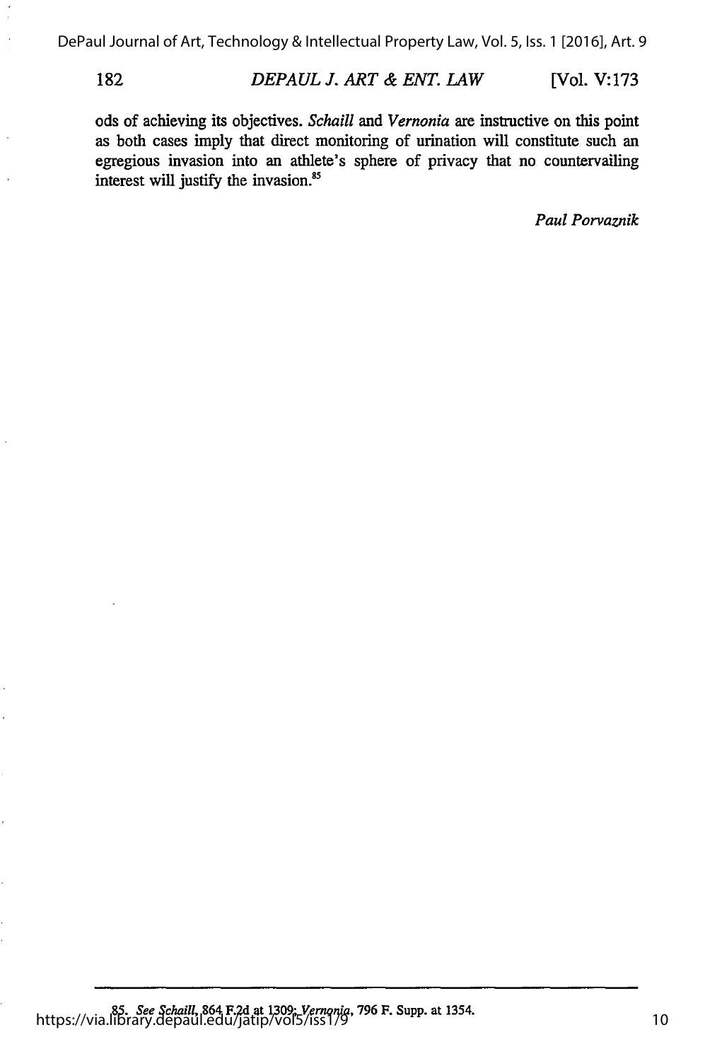ods of achieving its objectives. *Schaill* and *Vernonia* are instructive on this point as both cases imply that direct monitoring of urination will constitute such an egregious invasion into an athlete's sphere of privacy that no countervailing interest will justify the invasion.[85]

*Paul Porvaznik*

---

85. *See Schaill*, 864 F.2d at 1309; *Vernonia*, 796 F. Supp. at 1354.